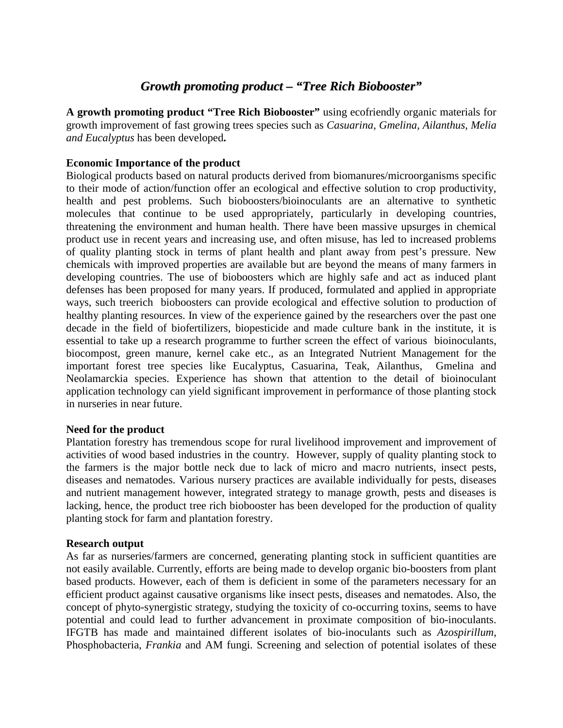# *Growth promoting product – "Tree Rich Biobooster"*

**A growth promoting product "Tree Rich Biobooster"** using ecofriendly organic materials for growth improvement of fast growing trees species such as *Casuarina, Gmelina, Ailanthus, Melia and Eucalyptus* has been developed**.**

**Economic Importance of the product**

Biological products based on natural products derived from biomanures/microorganisms specific to their mode of action/function offer an ecological and effective solution to crop productivity, health and pest problems. Such bioboosters/bioinoculants are an alternative to synthetic molecules that continue to be used appropriately, particularly in developing countries, threatening the environment and human health. There have been massive upsurges in chemical product use in recent years and increasing use, and often misuse, has led to increased problems of quality planting stock in terms of plant health and plant away from pest's pressure. New chemicals with improved properties are available but are beyond the means of many farmers in developing countries. The use of bioboosters which are highly safe and act as induced plant defenses has been proposed for many years. If produced, formulated and applied in appropriate ways, such treerich bioboosters can provide ecological and effective solution to production of healthy planting resources. In view of the experience gained by the researchers over the past one decade in the field of biofertilizers, biopesticide and made culture bank in the institute, it is essential to take up a research programme to further screen the effect of various bioinoculants, biocompost, green manure, kernel cake etc., as an Integrated Nutrient Management for the important forest tree species like Eucalyptus, Casuarina, Teak, Ailanthus, Gmelina and Neolamarckia species. Experience has shown that attention to the detail of bioinoculant application technology can yield significant improvement in performance of those planting stock in nurseries in near future.

**Need for the product**

Plantation forestry has tremendous scope for rural livelihood improvement and improvement of activities of wood based industries in the country. However, supply of quality planting stock to the farmers is the major bottle neck due to lack of micro and macro nutrients, insect pests, diseases and nematodes. Various nursery practices are available individually for pests, diseases and nutrient management however, integrated strategy to manage growth, pests and diseases is lacking, hence, the product tree rich biobooster has been developed for the production of quality planting stock for farm and plantation forestry.

**Research output**

As far as nurseries/farmers are concerned, generating planting stock in sufficient quantities are not easily available. Currently, efforts are being made to develop organic bio-boosters from plant based products. However, each of them is deficient in some of the parameters necessary for an efficient product against causative organisms like insect pests, diseases and nematodes. Also, the concept of phyto-synergistic strategy, studying the toxicity of co-occurring toxins, seems to have potential and could lead to further advancement in proximate composition of bio-inoculants. IFGTB has made and maintained different isolates of bio-inoculants such as *Azospirillum*, Phosphobacteria, *Frankia* and AM fungi. Screening and selection of potential isolates of these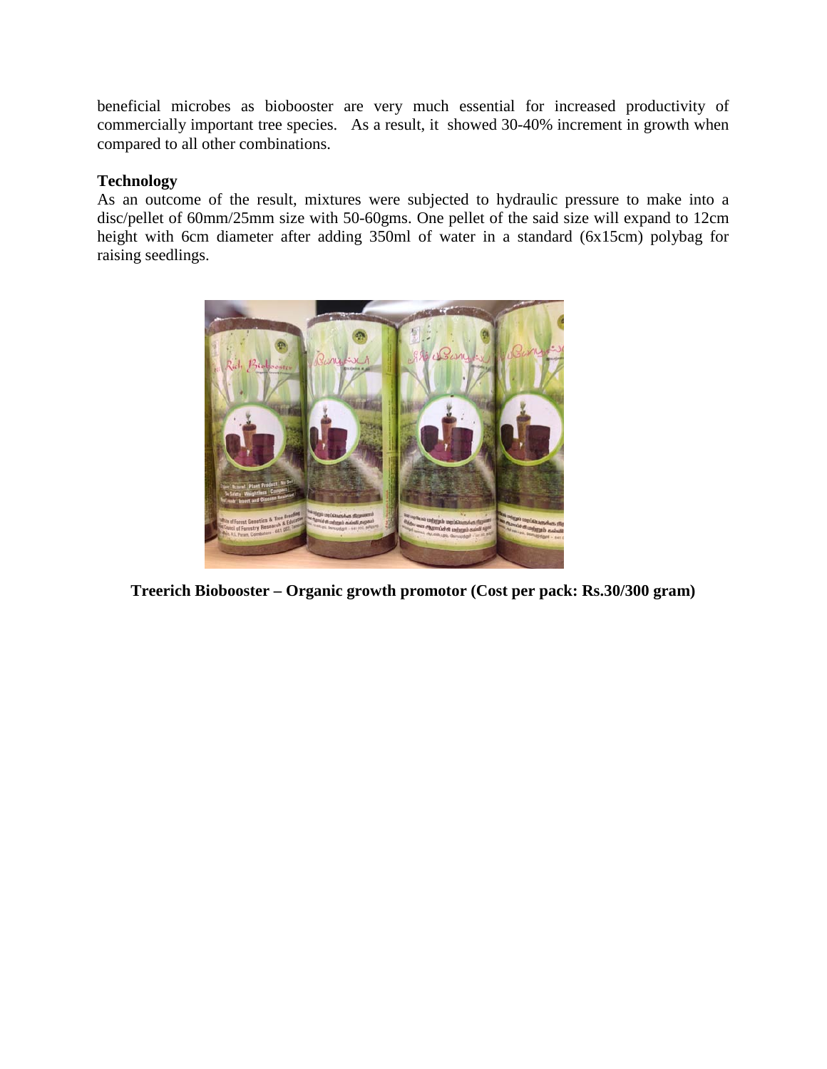beneficial microbes as biobooster are very much essential for increased productivity of commercially important tree species. As a result, it showed 30-40% increment in growth when compared to all other combinations.

**Technology**

As an outcome of the result, mixtures were subjected to hydraulic pressure to make into a disc/pellet of 60mm/25mm size with 50-60gms. One pellet of the said size will expand to 12cm height with 6cm diameter after adding 350ml of water in a standard (6x15cm) polybag for raising seedlings.

**Treerich Biobooster – Organic growth promotor (Cost per pack: Rs.30/300 gram)**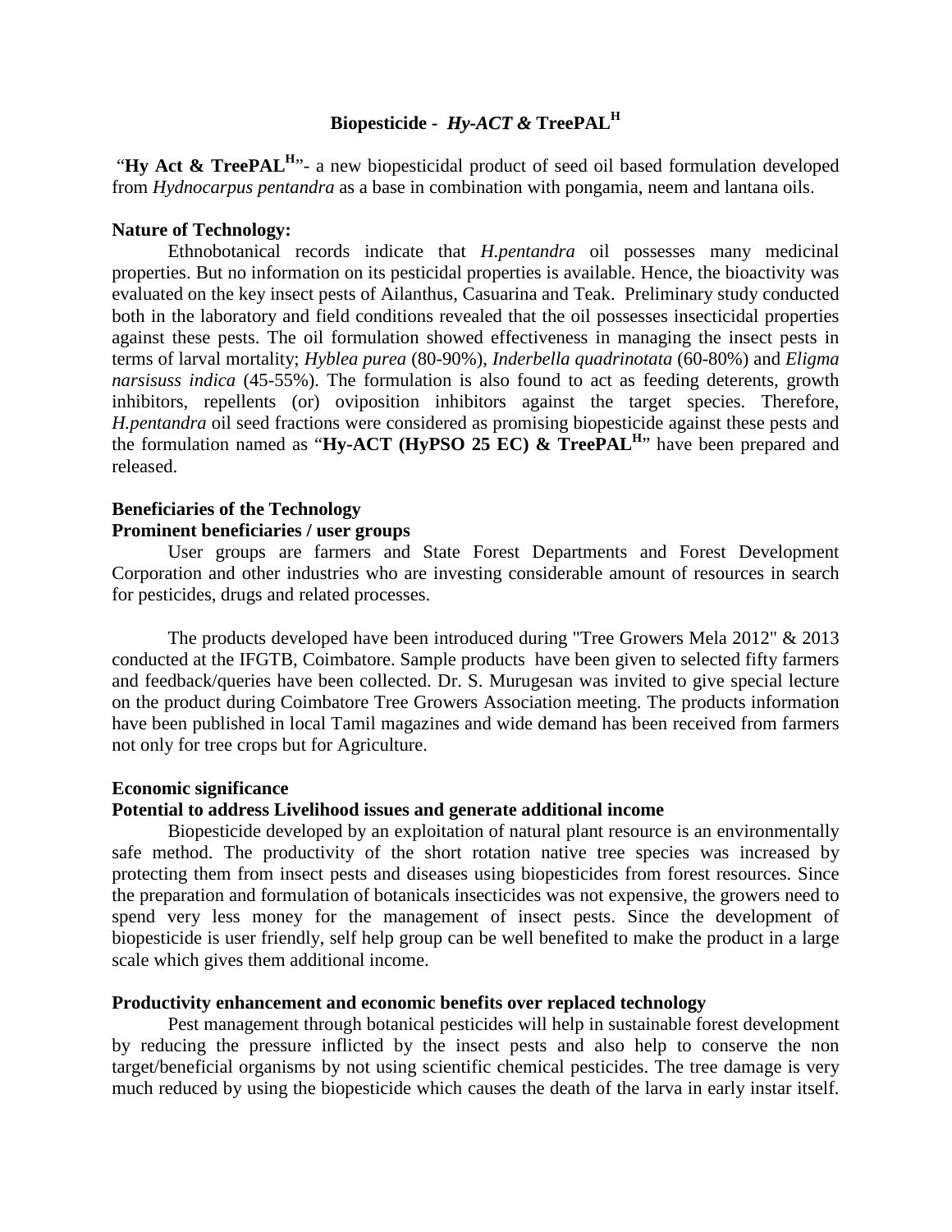# Biopesticide - *Hy-ACT &* TreePAL[H]

"**Hy Act & TreePAL[H]**"- a new biopesticidal product of seed oil based formulation developed from *Hydnocarpus pentandra* as a base in combination with pongamia, neem and lantana oils.

**Nature of Technology:**

Ethnobotanical records indicate that *H.pentandra* oil possesses many medicinal properties. But no information on its pesticidal properties is available. Hence, the bioactivity was evaluated on the key insect pests of Ailanthus, Casuarina and Teak. Preliminary study conducted both in the laboratory and field conditions revealed that the oil possesses insecticidal properties against these pests. The oil formulation showed effectiveness in managing the insect pests in terms of larval mortality; *Hyblea purea* (80-90%), *Inderbella quadrinotata* (60-80%) and *Eligma narsisuss indica* (45-55%). The formulation is also found to act as feeding deterents, growth inhibitors, repellents (or) oviposition inhibitors against the target species. Therefore, *H.pentandra* oil seed fractions were considered as promising biopesticide against these pests and the formulation named as "**Hy-ACT (HyPSO 25 EC) & TreePAL[H]**" have been prepared and released.

**Beneficiaries of the Technology**

**Prominent beneficiaries / user groups**

User groups are farmers and State Forest Departments and Forest Development Corporation and other industries who are investing considerable amount of resources in search for pesticides, drugs and related processes.

The products developed have been introduced during "Tree Growers Mela 2012" & 2013 conducted at the IFGTB, Coimbatore. Sample products have been given to selected fifty farmers and feedback/queries have been collected. Dr. S. Murugesan was invited to give special lecture on the product during Coimbatore Tree Growers Association meeting. The products information have been published in local Tamil magazines and wide demand has been received from farmers not only for tree crops but for Agriculture.

**Economic significance**

**Potential to address Livelihood issues and generate additional income**

Biopesticide developed by an exploitation of natural plant resource is an environmentally safe method. The productivity of the short rotation native tree species was increased by protecting them from insect pests and diseases using biopesticides from forest resources. Since the preparation and formulation of botanicals insecticides was not expensive, the growers need to spend very less money for the management of insect pests. Since the development of biopesticide is user friendly, self help group can be well benefited to make the product in a large scale which gives them additional income.

**Productivity enhancement and economic benefits over replaced technology**

Pest management through botanical pesticides will help in sustainable forest development by reducing the pressure inflicted by the insect pests and also help to conserve the non target/beneficial organisms by not using scientific chemical pesticides. The tree damage is very much reduced by using the biopesticide which causes the death of the larva in early instar itself.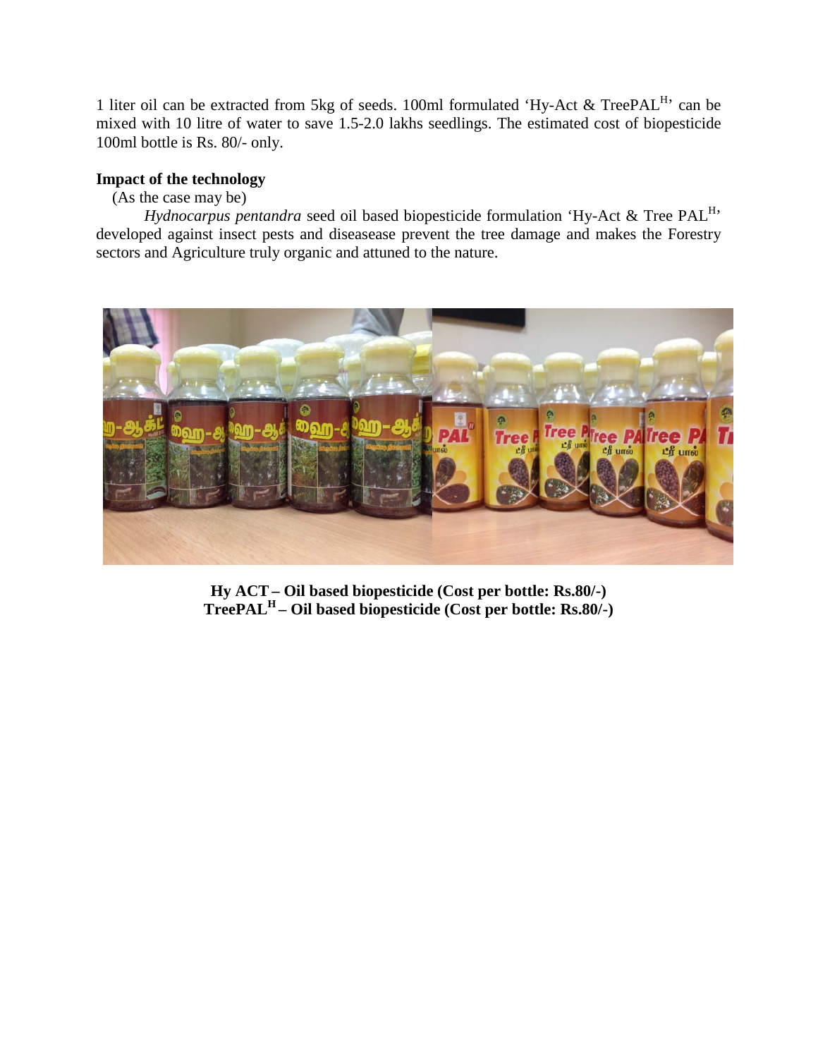1 liter oil can be extracted from 5kg of seeds. 100ml formulated 'Hy-Act & TreePAL$^{H}$' can be mixed with 10 litre of water to save 1.5-2.0 lakhs seedlings. The estimated cost of biopesticide 100ml bottle is Rs. 80/- only.

**Impact of the technology**

(As the case may be)

*Hydnocarpus pentandra* seed oil based biopesticide formulation 'Hy-Act & Tree PAL$^{H}$' developed against insect pests and diseasease prevent the tree damage and makes the Forestry sectors and Agriculture truly organic and attuned to the nature.

**Hy ACT – Oil based biopesticide (Cost per bottle: Rs.80/-)**
**TreePAL$^{H}$ – Oil based biopesticide (Cost per bottle: Rs.80/-)**